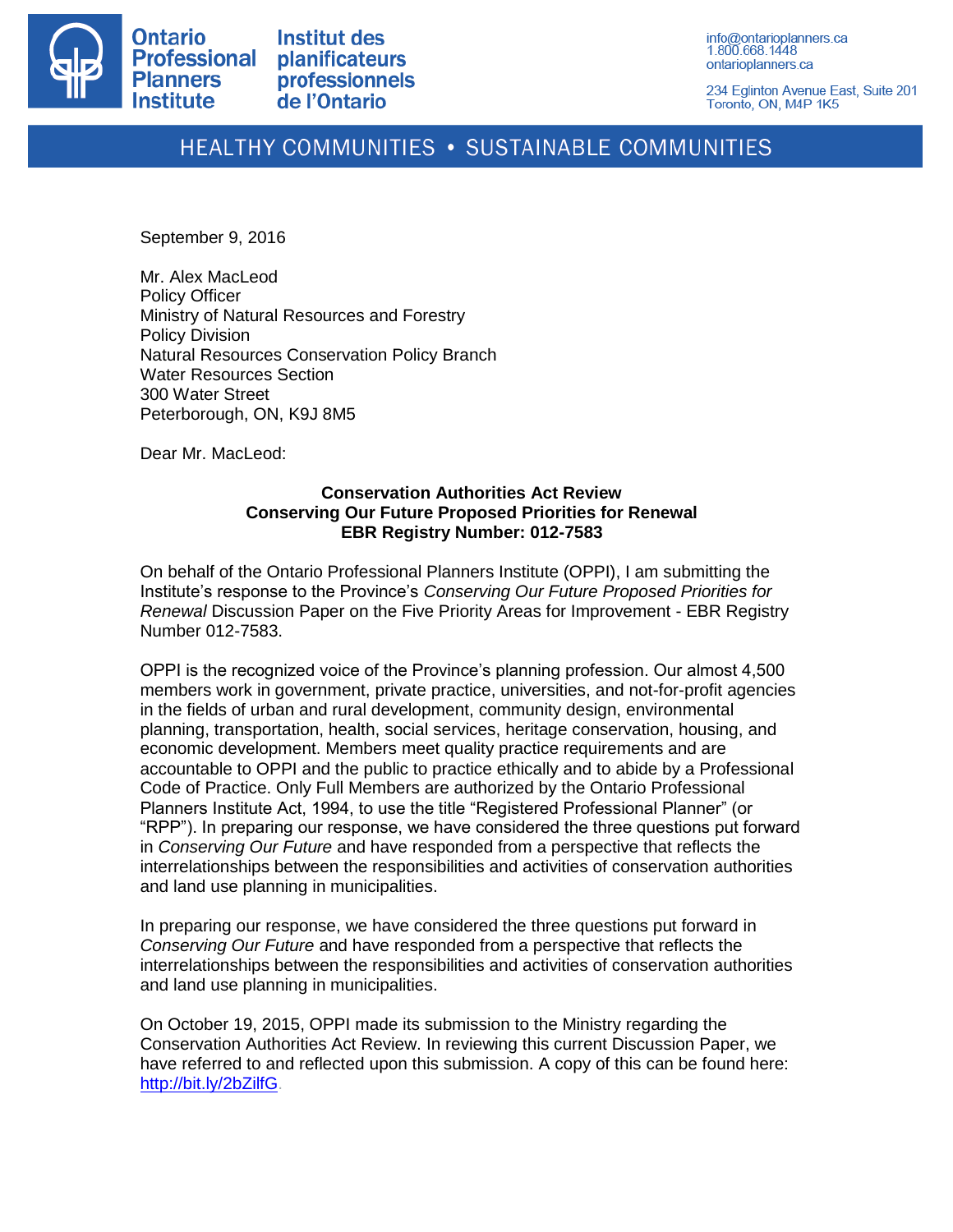Ontario Professional Planners Institute
Institut des planificateurs professionnels de l'Ontario

info@ontarioplanners.ca
1.800.668.1448
ontarioplanners.ca

234 Eglinton Avenue East, Suite 201
Toronto, ON, M4P 1K5

HEALTHY COMMUNITIES • SUSTAINABLE COMMUNITIES

September 9, 2016

Mr. Alex MacLeod
Policy Officer
Ministry of Natural Resources and Forestry
Policy Division
Natural Resources Conservation Policy Branch
Water Resources Section
300 Water Street
Peterborough, ON, K9J 8M5

Dear Mr. MacLeod:

**Conservation Authorities Act Review**
**Conserving Our Future Proposed Priorities for Renewal**
**EBR Registry Number: 012-7583**

On behalf of the Ontario Professional Planners Institute (OPPI), I am submitting the Institute's response to the Province's *Conserving Our Future Proposed Priorities for Renewal* Discussion Paper on the Five Priority Areas for Improvement - EBR Registry Number 012-7583.

OPPI is the recognized voice of the Province's planning profession. Our almost 4,500 members work in government, private practice, universities, and not-for-profit agencies in the fields of urban and rural development, community design, environmental planning, transportation, health, social services, heritage conservation, housing, and economic development. Members meet quality practice requirements and are accountable to OPPI and the public to practice ethically and to abide by a Professional Code of Practice. Only Full Members are authorized by the Ontario Professional Planners Institute Act, 1994, to use the title "Registered Professional Planner" (or "RPP"). In preparing our response, we have considered the three questions put forward in *Conserving Our Future* and have responded from a perspective that reflects the interrelationships between the responsibilities and activities of conservation authorities and land use planning in municipalities.

In preparing our response, we have considered the three questions put forward in *Conserving Our Future* and have responded from a perspective that reflects the interrelationships between the responsibilities and activities of conservation authorities and land use planning in municipalities.

On October 19, 2015, OPPI made its submission to the Ministry regarding the Conservation Authorities Act Review. In reviewing this current Discussion Paper, we have referred to and reflected upon this submission. A copy of this can be found here: http://bit.ly/2bZilfG.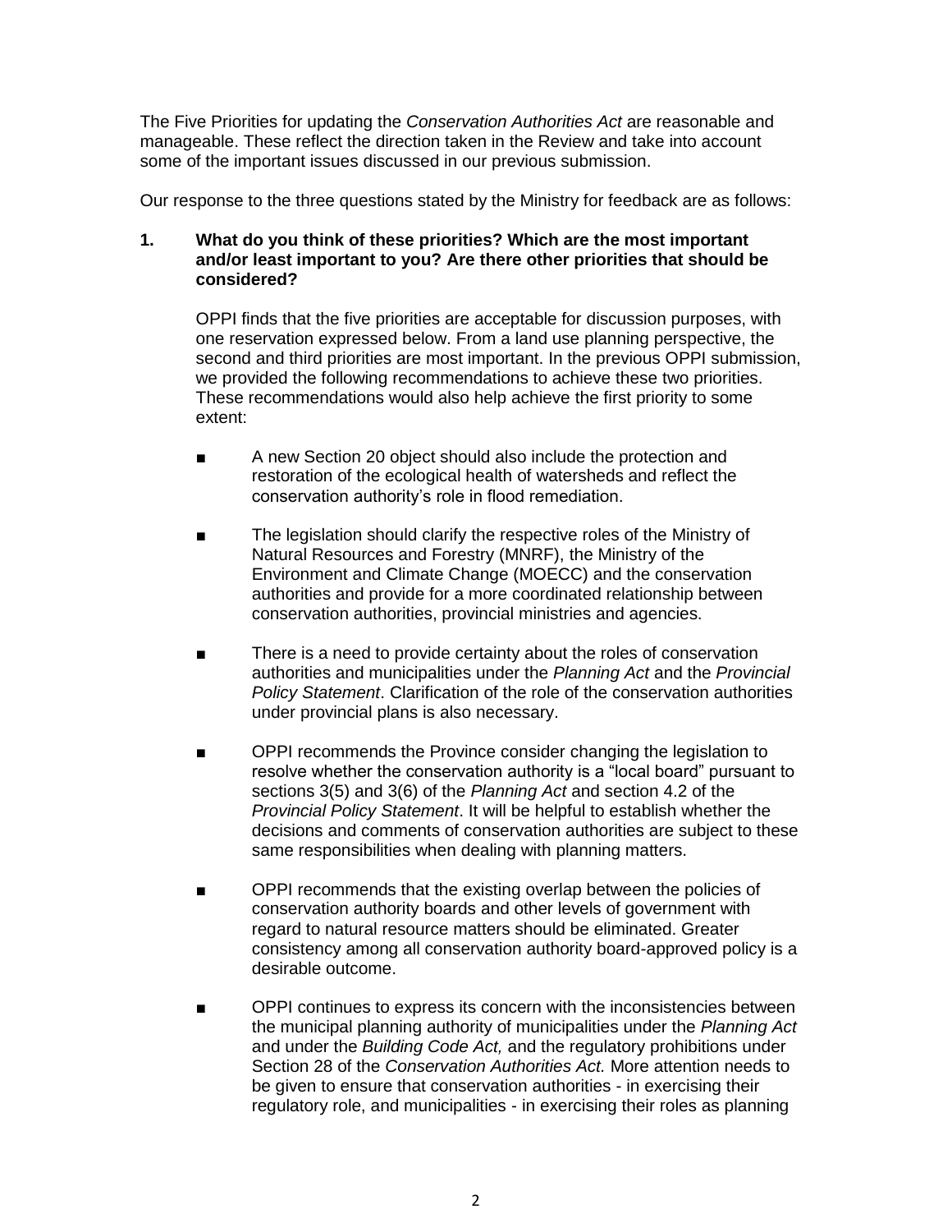The Five Priorities for updating the *Conservation Authorities Act* are reasonable and manageable. These reflect the direction taken in the Review and take into account some of the important issues discussed in our previous submission.

Our response to the three questions stated by the Ministry for feedback are as follows:

**1. What do you think of these priorities? Which are the most important and/or least important to you? Are there other priorities that should be considered?**

OPPI finds that the five priorities are acceptable for discussion purposes, with one reservation expressed below. From a land use planning perspective, the second and third priorities are most important. In the previous OPPI submission, we provided the following recommendations to achieve these two priorities. These recommendations would also help achieve the first priority to some extent:

- A new Section 20 object should also include the protection and restoration of the ecological health of watersheds and reflect the conservation authority's role in flood remediation.
- The legislation should clarify the respective roles of the Ministry of Natural Resources and Forestry (MNRF), the Ministry of the Environment and Climate Change (MOECC) and the conservation authorities and provide for a more coordinated relationship between conservation authorities, provincial ministries and agencies.
- There is a need to provide certainty about the roles of conservation authorities and municipalities under the *Planning Act* and the *Provincial Policy Statement*. Clarification of the role of the conservation authorities under provincial plans is also necessary.
- OPPI recommends the Province consider changing the legislation to resolve whether the conservation authority is a "local board" pursuant to sections 3(5) and 3(6) of the *Planning Act* and section 4.2 of the *Provincial Policy Statement*. It will be helpful to establish whether the decisions and comments of conservation authorities are subject to these same responsibilities when dealing with planning matters.
- OPPI recommends that the existing overlap between the policies of conservation authority boards and other levels of government with regard to natural resource matters should be eliminated. Greater consistency among all conservation authority board-approved policy is a desirable outcome.
- OPPI continues to express its concern with the inconsistencies between the municipal planning authority of municipalities under the *Planning Act* and under the *Building Code Act,* and the regulatory prohibitions under Section 28 of the *Conservation Authorities Act.* More attention needs to be given to ensure that conservation authorities - in exercising their regulatory role, and municipalities - in exercising their roles as planning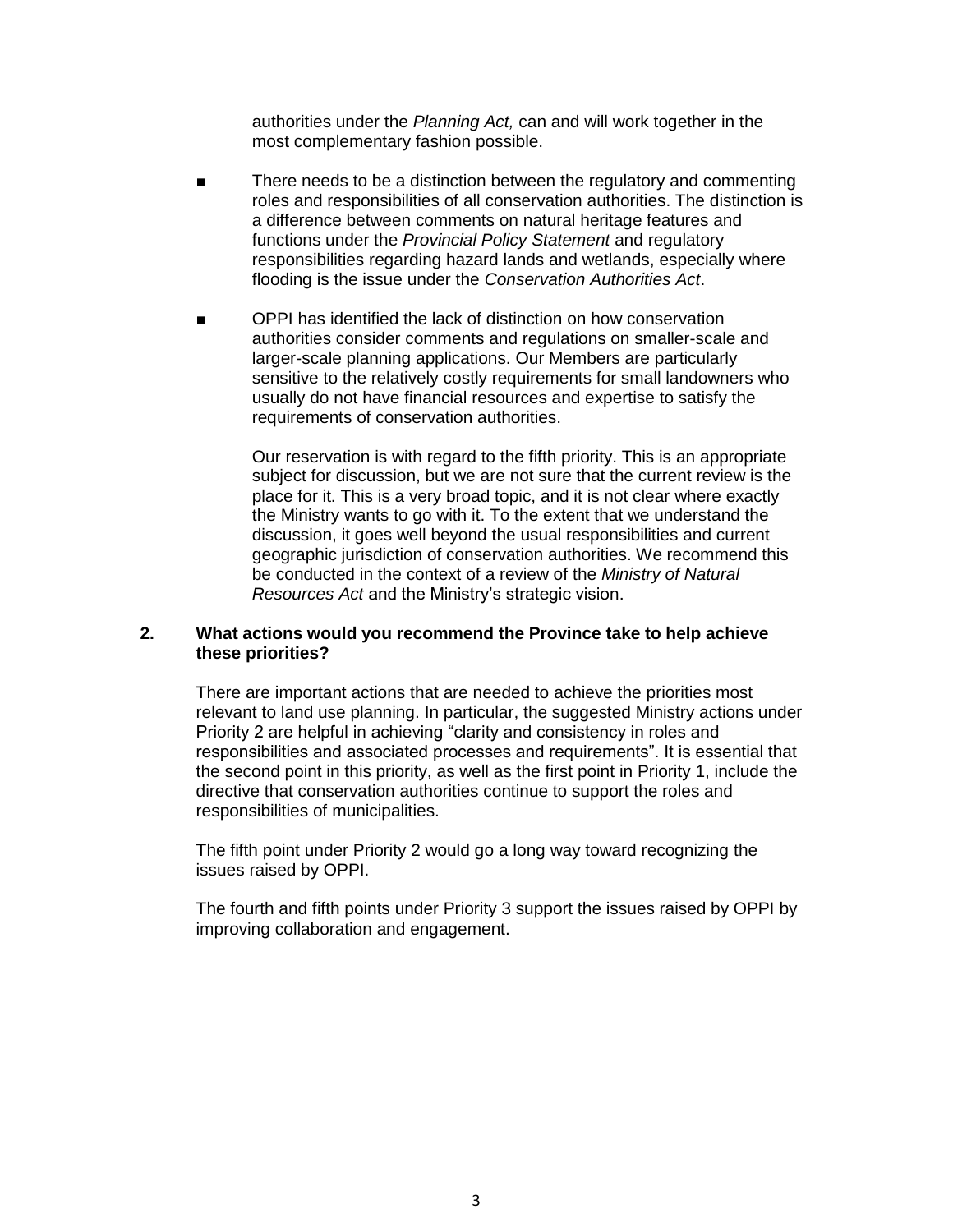authorities under the *Planning Act,* can and will work together in the most complementary fashion possible.

- There needs to be a distinction between the regulatory and commenting roles and responsibilities of all conservation authorities. The distinction is a difference between comments on natural heritage features and functions under the *Provincial Policy Statement* and regulatory responsibilities regarding hazard lands and wetlands, especially where flooding is the issue under the *Conservation Authorities Act*.

- OPPI has identified the lack of distinction on how conservation authorities consider comments and regulations on smaller-scale and larger-scale planning applications. Our Members are particularly sensitive to the relatively costly requirements for small landowners who usually do not have financial resources and expertise to satisfy the requirements of conservation authorities.

  Our reservation is with regard to the fifth priority. This is an appropriate subject for discussion, but we are not sure that the current review is the place for it. This is a very broad topic, and it is not clear where exactly the Ministry wants to go with it. To the extent that we understand the discussion, it goes well beyond the usual responsibilities and current geographic jurisdiction of conservation authorities. We recommend this be conducted in the context of a review of the *Ministry of Natural Resources Act* and the Ministry's strategic vision.

**2. What actions would you recommend the Province take to help achieve these priorities?**

There are important actions that are needed to achieve the priorities most relevant to land use planning. In particular, the suggested Ministry actions under Priority 2 are helpful in achieving "clarity and consistency in roles and responsibilities and associated processes and requirements". It is essential that the second point in this priority, as well as the first point in Priority 1, include the directive that conservation authorities continue to support the roles and responsibilities of municipalities.

The fifth point under Priority 2 would go a long way toward recognizing the issues raised by OPPI.

The fourth and fifth points under Priority 3 support the issues raised by OPPI by improving collaboration and engagement.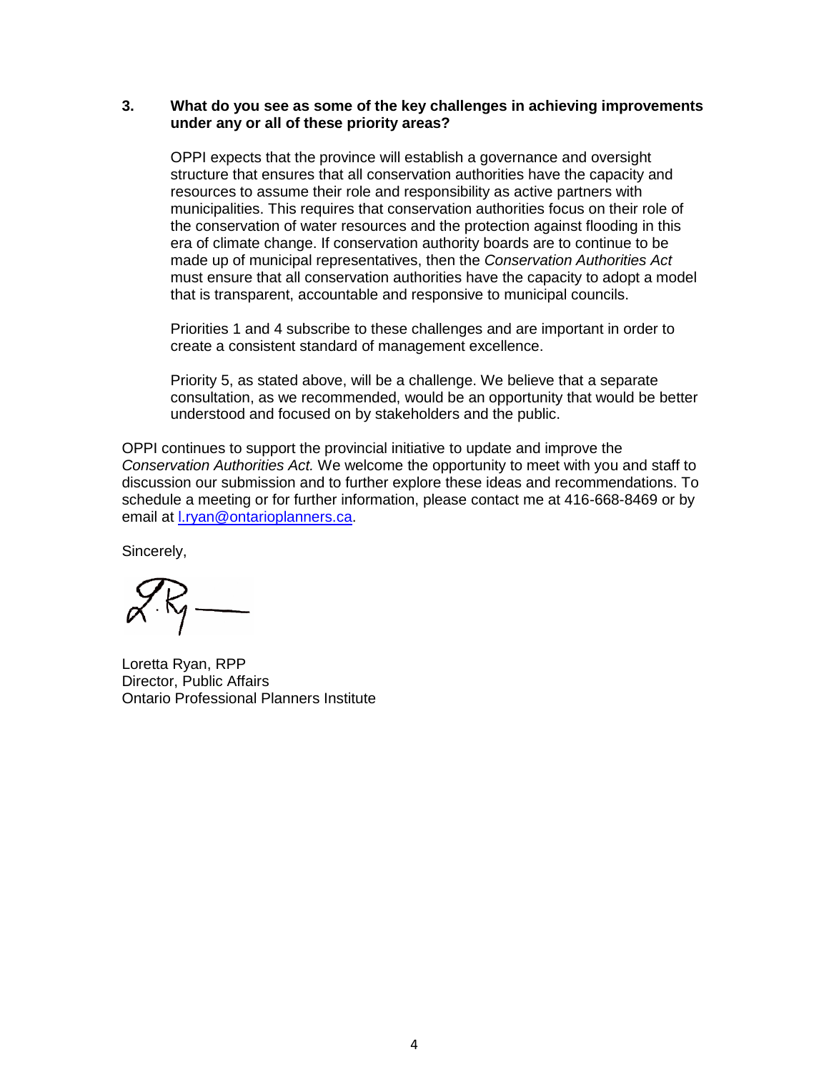3. **What do you see as some of the key challenges in achieving improvements under any or all of these priority areas?**

   OPPI expects that the province will establish a governance and oversight structure that ensures that all conservation authorities have the capacity and resources to assume their role and responsibility as active partners with municipalities. This requires that conservation authorities focus on their role of the conservation of water resources and the protection against flooding in this era of climate change. If conservation authority boards are to continue to be made up of municipal representatives, then the *Conservation Authorities Act* must ensure that all conservation authorities have the capacity to adopt a model that is transparent, accountable and responsive to municipal councils.

   Priorities 1 and 4 subscribe to these challenges and are important in order to create a consistent standard of management excellence.

   Priority 5, as stated above, will be a challenge. We believe that a separate consultation, as we recommended, would be an opportunity that would be better understood and focused on by stakeholders and the public.

OPPI continues to support the provincial initiative to update and improve the *Conservation Authorities Act.* We welcome the opportunity to meet with you and staff to discussion our submission and to further explore these ideas and recommendations. To schedule a meeting or for further information, please contact me at 416-668-8469 or by email at l.ryan@ontarioplanners.ca.

Sincerely,

Loretta Ryan, RPP
Director, Public Affairs
Ontario Professional Planners Institute